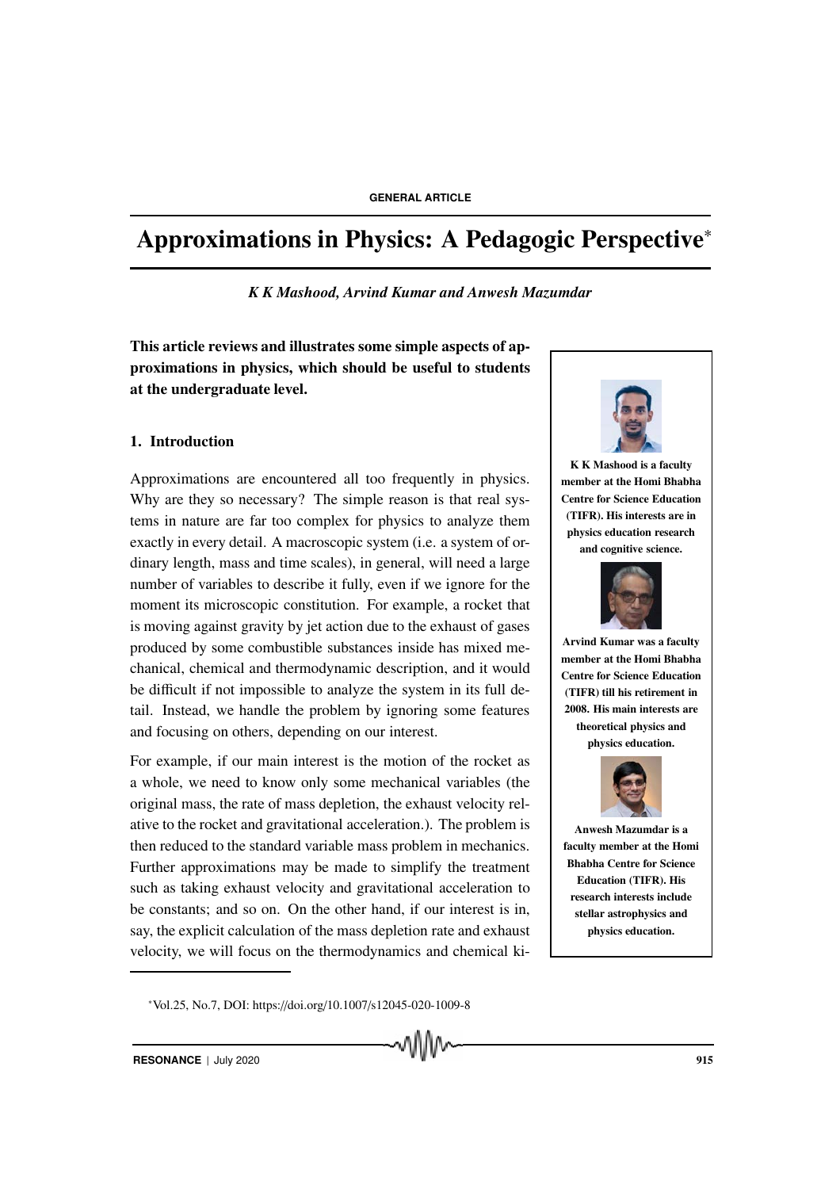GENERAL ARTICLE

# Approximations in Physics: A Pedagogic Perspective*

*K K Mashood, Arvind Kumar and Anwesh Mazumdar*

**This article reviews and illustrates some simple aspects of approximations in physics, which should be useful to students at the undergraduate level.**

**K K Mashood is a faculty member at the Homi Bhabha Centre for Science Education (TIFR). His interests are in physics education research and cognitive science.**

**Arvind Kumar was a faculty member at the Homi Bhabha Centre for Science Education (TIFR) till his retirement in 2008. His main interests are theoretical physics and physics education.**

**Anwesh Mazumdar is a faculty member at the Homi Bhabha Centre for Science Education (TIFR). His research interests include stellar astrophysics and physics education.**

## 1. Introduction

Approximations are encountered all too frequently in physics. Why are they so necessary? The simple reason is that real systems in nature are far too complex for physics to analyze them exactly in every detail. A macroscopic system (i.e. a system of ordinary length, mass and time scales), in general, will need a large number of variables to describe it fully, even if we ignore for the moment its microscopic constitution. For example, a rocket that is moving against gravity by jet action due to the exhaust of gases produced by some combustible substances inside has mixed mechanical, chemical and thermodynamic description, and it would be difficult if not impossible to analyze the system in its full detail. Instead, we handle the problem by ignoring some features and focusing on others, depending on our interest.

For example, if our main interest is the motion of the rocket as a whole, we need to know only some mechanical variables (the original mass, the rate of mass depletion, the exhaust velocity relative to the rocket and gravitational acceleration.). The problem is then reduced to the standard variable mass problem in mechanics. Further approximations may be made to simplify the treatment such as taking exhaust velocity and gravitational acceleration to be constants; and so on. On the other hand, if our interest is in, say, the explicit calculation of the mass depletion rate and exhaust velocity, we will focus on the thermodynamics and chemical ki-

*Vol.25, No.7, DOI: https://doi.org/10.1007/s12045-020-1009-8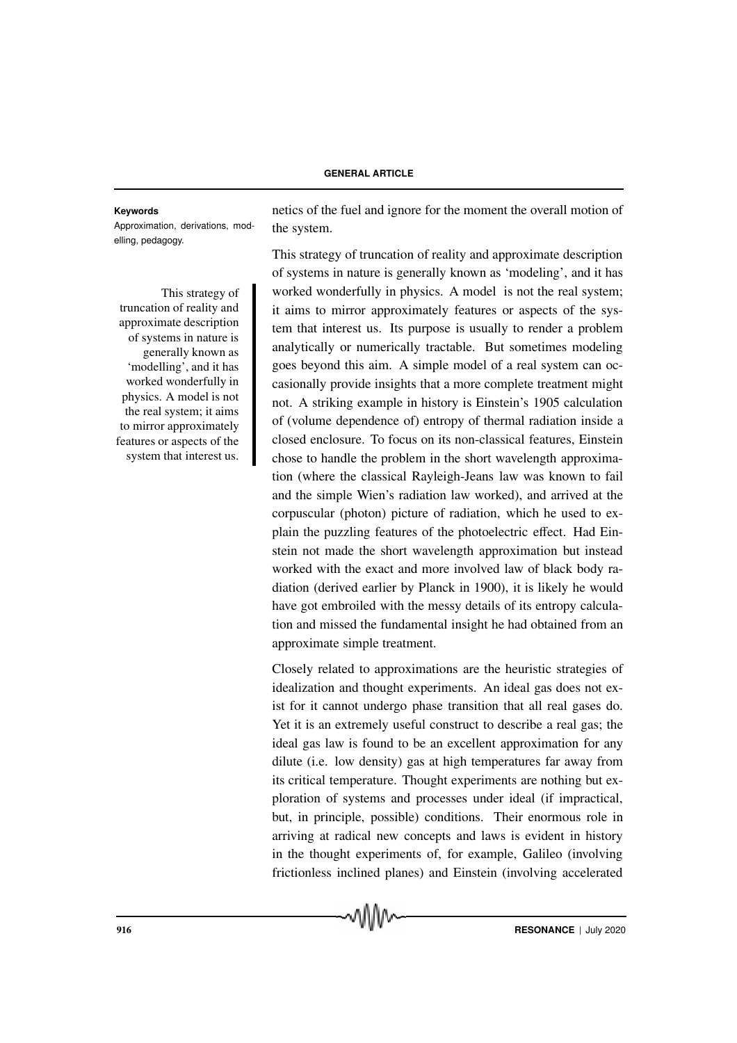**Keywords**

Approximation, derivations, modelling, pedagogy.

netics of the fuel and ignore for the moment the overall motion of the system.

This strategy of truncation of reality and approximate description of systems in nature is generally known as 'modeling', and it has worked wonderfully in physics. A model is not the real system; it aims to mirror approximately features or aspects of the system that interest us. Its purpose is usually to render a problem analytically or numerically tractable. But sometimes modeling goes beyond this aim. A simple model of a real system can occasionally provide insights that a more complete treatment might not. A striking example in history is Einstein's 1905 calculation of (volume dependence of) entropy of thermal radiation inside a closed enclosure. To focus on its non-classical features, Einstein chose to handle the problem in the short wavelength approximation (where the classical Rayleigh-Jeans law was known to fail and the simple Wien's radiation law worked), and arrived at the corpuscular (photon) picture of radiation, which he used to explain the puzzling features of the photoelectric effect. Had Einstein not made the short wavelength approximation but instead worked with the exact and more involved law of black body radiation (derived earlier by Planck in 1900), it is likely he would have got embroiled with the messy details of its entropy calculation and missed the fundamental insight he had obtained from an approximate simple treatment.

> This strategy of truncation of reality and approximate description of systems in nature is generally known as 'modelling', and it has worked wonderfully in physics. A model is not the real system; it aims to mirror approximately features or aspects of the system that interest us.

Closely related to approximations are the heuristic strategies of idealization and thought experiments. An ideal gas does not exist for it cannot undergo phase transition that all real gases do. Yet it is an extremely useful construct to describe a real gas; the ideal gas law is found to be an excellent approximation for any dilute (i.e. low density) gas at high temperatures far away from its critical temperature. Thought experiments are nothing but exploration of systems and processes under ideal (if impractical, but, in principle, possible) conditions. Their enormous role in arriving at radical new concepts and laws is evident in history in the thought experiments of, for example, Galileo (involving frictionless inclined planes) and Einstein (involving accelerated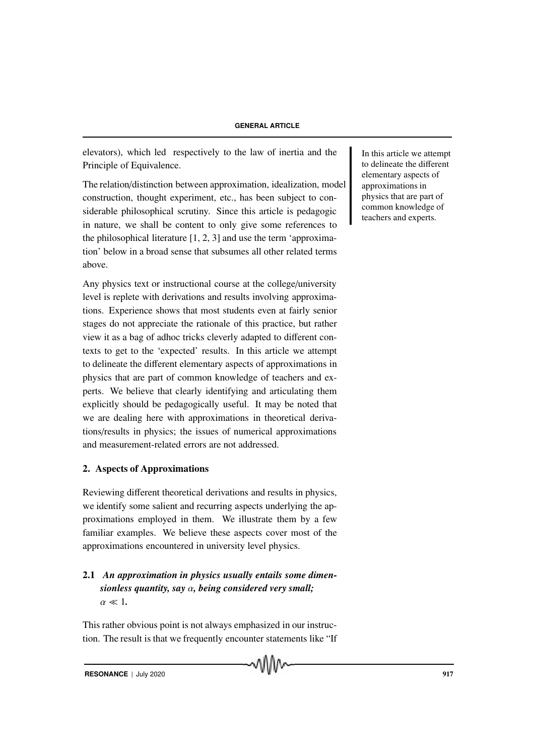elevators), which led respectively to the law of inertia and the Principle of Equivalence.

The relation/distinction between approximation, idealization, model construction, thought experiment, etc., has been subject to considerable philosophical scrutiny. Since this article is pedagogic in nature, we shall be content to only give some references to the philosophical literature [1, 2, 3] and use the term 'approximation' below in a broad sense that subsumes all other related terms above.

Any physics text or instructional course at the college/university level is replete with derivations and results involving approximations. Experience shows that most students even at fairly senior stages do not appreciate the rationale of this practice, but rather view it as a bag of adhoc tricks cleverly adapted to different contexts to get to the 'expected' results. In this article we attempt to delineate the different elementary aspects of approximations in physics that are part of common knowledge of teachers and experts. We believe that clearly identifying and articulating them explicitly should be pedagogically useful. It may be noted that we are dealing here with approximations in theoretical derivations/results in physics; the issues of numerical approximations and measurement-related errors are not addressed.

In this article we attempt to delineate the different elementary aspects of approximations in physics that are part of common knowledge of teachers and experts.

## 2. Aspects of Approximations

Reviewing different theoretical derivations and results in physics, we identify some salient and recurring aspects underlying the approximations employed in them. We illustrate them by a few familiar examples. We believe these aspects cover most of the approximations encountered in university level physics.

### 2.1 *An approximation in physics usually entails some dimensionless quantity, say $\alpha$, being considered very small; $\alpha \ll 1$.*

This rather obvious point is not always emphasized in our instruction. The result is that we frequently encounter statements like "If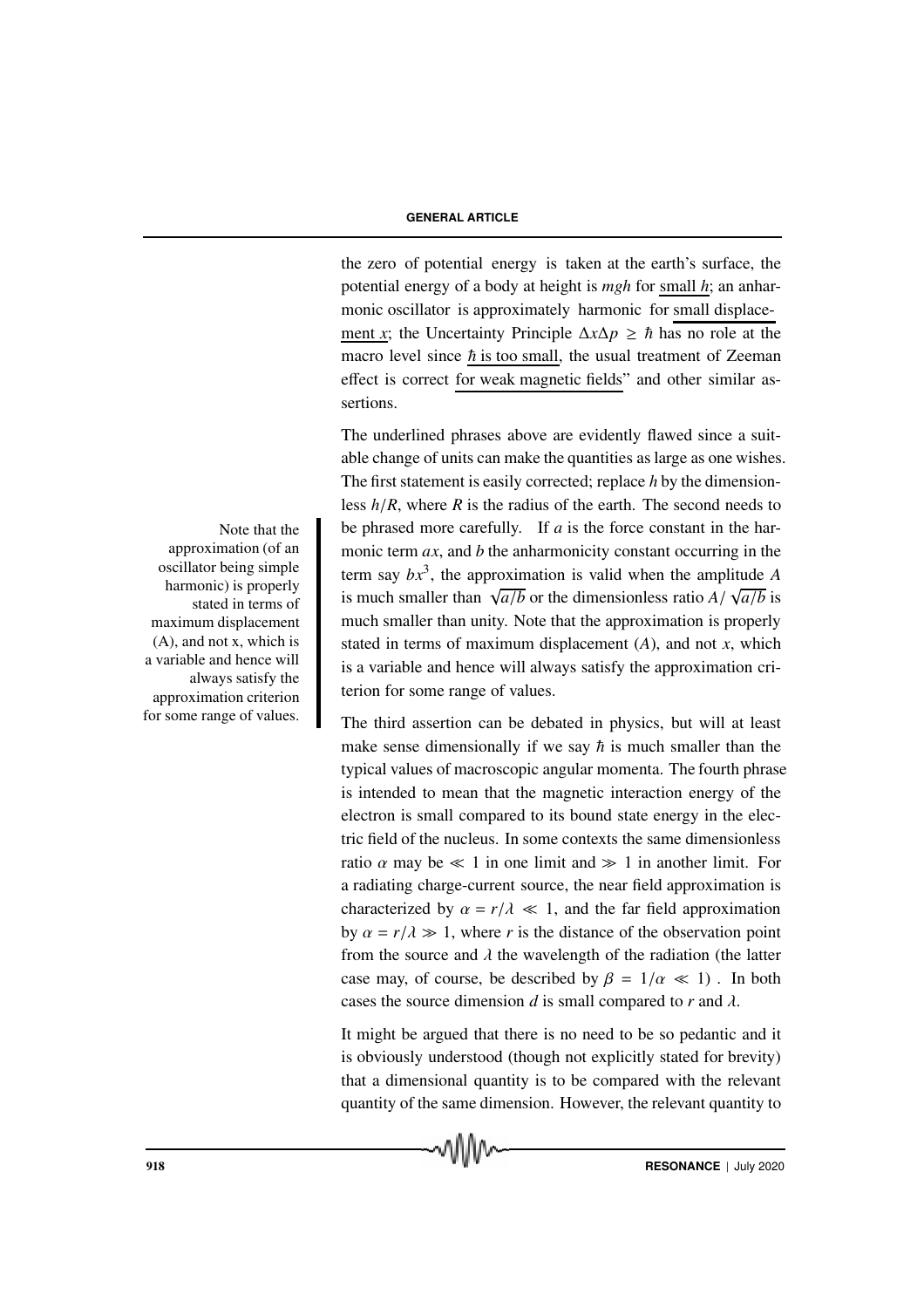the zero of potential energy is taken at the earth's surface, the potential energy of a body at height is $mgh$ for small $h$; an anharmonic oscillator is approximately harmonic for small displacement $x$; the Uncertainty Principle $\Delta x \Delta p \geq \hbar$ has no role at the macro level since $\hbar$ is too small, the usual treatment of Zeeman effect is correct for weak magnetic fields" and other similar assertions.

The underlined phrases above are evidently flawed since a suitable change of units can make the quantities as large as one wishes. The first statement is easily corrected; replace $h$ by the dimensionless $h/R$, where $R$ is the radius of the earth. The second needs to be phrased more carefully. If $a$ is the force constant in the harmonic term $ax$, and $b$ the anharmonicity constant occurring in the term say $bx^3$, the approximation is valid when the amplitude $A$ is much smaller than $\sqrt{a/b}$ or the dimensionless ratio $A/\sqrt{a/b}$ is much smaller than unity. Note that the approximation is properly stated in terms of maximum displacement ($A$), and not $x$, which is a variable and hence will always satisfy the approximation criterion for some range of values.

Note that the approximation (of an oscillator being simple harmonic) is properly stated in terms of maximum displacement (A), and not x, which is a variable and hence will always satisfy the approximation criterion for some range of values.

The third assertion can be debated in physics, but will at least make sense dimensionally if we say $\hbar$ is much smaller than the typical values of macroscopic angular momenta. The fourth phrase is intended to mean that the magnetic interaction energy of the electron is small compared to its bound state energy in the electric field of the nucleus. In some contexts the same dimensionless ratio $\alpha$ may be $\ll 1$ in one limit and $\gg 1$ in another limit. For a radiating charge-current source, the near field approximation is characterized by $\alpha = r/\lambda \ll 1$, and the far field approximation by $\alpha = r/\lambda \gg 1$, where $r$ is the distance of the observation point from the source and $\lambda$ the wavelength of the radiation (the latter case may, of course, be described by $\beta = 1/\alpha \ll 1$) . In both cases the source dimension $d$ is small compared to $r$ and $\lambda$.

It might be argued that there is no need to be so pedantic and it is obviously understood (though not explicitly stated for brevity) that a dimensional quantity is to be compared with the relevant quantity of the same dimension. However, the relevant quantity to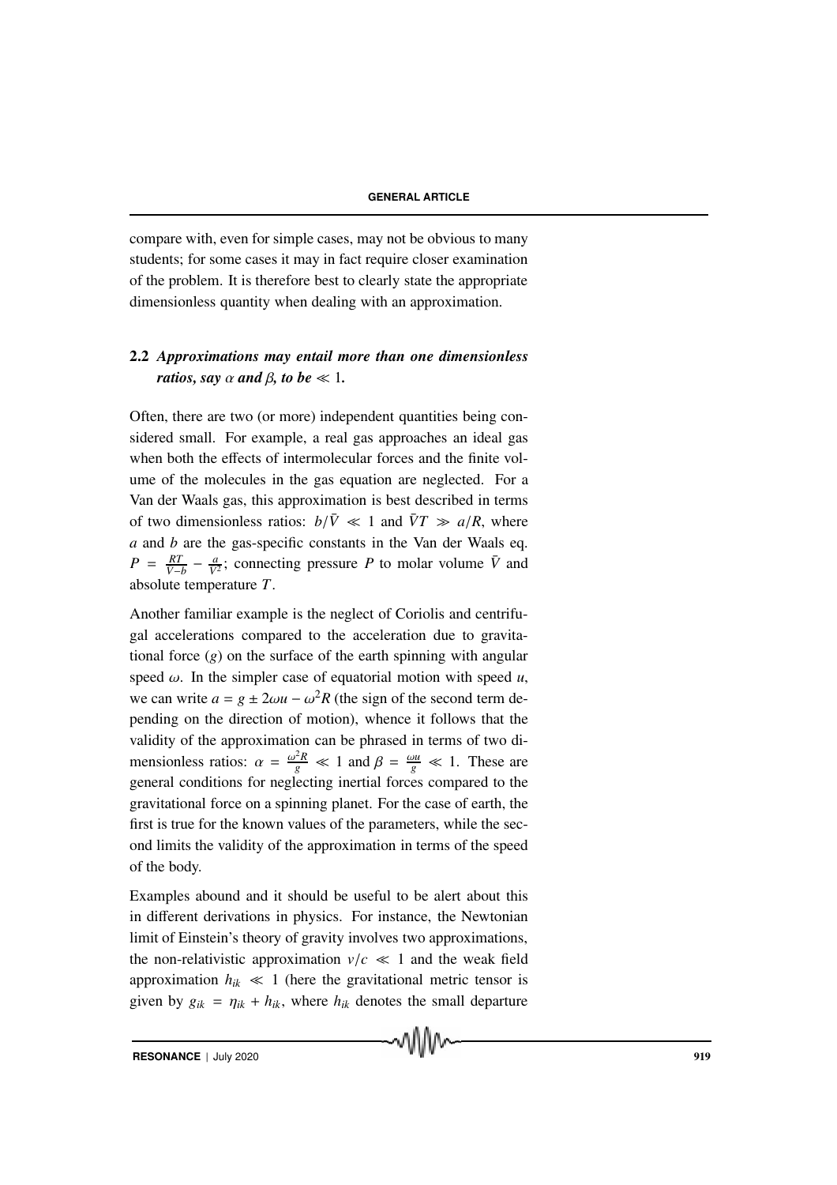compare with, even for simple cases, may not be obvious to many students; for some cases it may in fact require closer examination of the problem. It is therefore best to clearly state the appropriate dimensionless quantity when dealing with an approximation.

### 2.2 *Approximations may entail more than one dimensionless ratios, say $\alpha$ and $\beta$, to be $\ll 1$.*

Often, there are two (or more) independent quantities being considered small. For example, a real gas approaches an ideal gas when both the effects of intermolecular forces and the finite volume of the molecules in the gas equation are neglected. For a Van der Waals gas, this approximation is best described in terms of two dimensionless ratios: $b/\bar{V} \ll 1$ and $\bar{V}T \gg a/R$, where $a$ and $b$ are the gas-specific constants in the Van der Waals eq. $P = \frac{RT}{\bar{V}-b} - \frac{a}{\bar{V}^2}$; connecting pressure $P$ to molar volume $\bar{V}$ and absolute temperature $T$.

Another familiar example is the neglect of Coriolis and centrifugal accelerations compared to the acceleration due to gravitational force ($g$) on the surface of the earth spinning with angular speed $\omega$. In the simpler case of equatorial motion with speed $u$, we can write $a = g \pm 2\omega u - \omega^2 R$ (the sign of the second term depending on the direction of motion), whence it follows that the validity of the approximation can be phrased in terms of two dimensionless ratios: $\alpha = \frac{\omega^2 R}{g} \ll 1$ and $\beta = \frac{\omega u}{g} \ll 1$. These are general conditions for neglecting inertial forces compared to the gravitational force on a spinning planet. For the case of earth, the first is true for the known values of the parameters, while the second limits the validity of the approximation in terms of the speed of the body.

Examples abound and it should be useful to be alert about this in different derivations in physics. For instance, the Newtonian limit of Einstein's theory of gravity involves two approximations, the non-relativistic approximation $v/c \ll 1$ and the weak field approximation $h_{ik} \ll 1$ (here the gravitational metric tensor is given by $g_{ik} = \eta_{ik} + h_{ik}$, where $h_{ik}$ denotes the small departure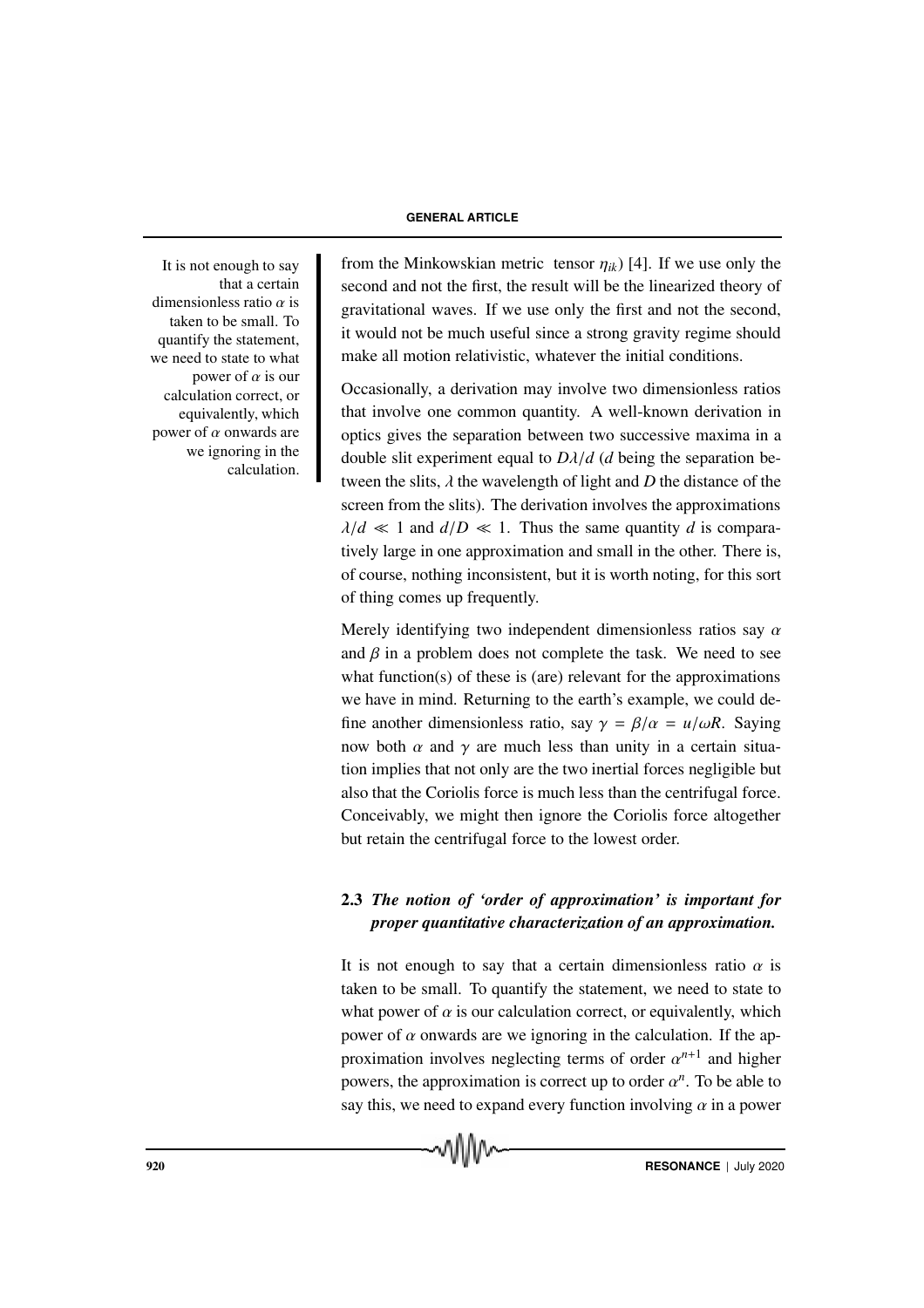It is not enough to say that a certain dimensionless ratio $\alpha$ is taken to be small. To quantify the statement, we need to state to what power of $\alpha$ is our calculation correct, or equivalently, which power of $\alpha$ onwards are we ignoring in the calculation.

from the Minkowskian metric tensor $\eta_{ik}$) [4]. If we use only the second and not the first, the result will be the linearized theory of gravitational waves. If we use only the first and not the second, it would not be much useful since a strong gravity regime should make all motion relativistic, whatever the initial conditions.

Occasionally, a derivation may involve two dimensionless ratios that involve one common quantity. A well-known derivation in optics gives the separation between two successive maxima in a double slit experiment equal to $D\lambda/d$ ($d$ being the separation between the slits, $\lambda$ the wavelength of light and $D$ the distance of the screen from the slits). The derivation involves the approximations $\lambda/d \ll 1$ and $d/D \ll 1$. Thus the same quantity $d$ is comparatively large in one approximation and small in the other. There is, of course, nothing inconsistent, but it is worth noting, for this sort of thing comes up frequently.

Merely identifying two independent dimensionless ratios say $\alpha$ and $\beta$ in a problem does not complete the task. We need to see what function(s) of these is (are) relevant for the approximations we have in mind. Returning to the earth's example, we could define another dimensionless ratio, say $\gamma = \beta/\alpha = u/\omega R$. Saying now both $\alpha$ and $\gamma$ are much less than unity in a certain situation implies that not only are the two inertial forces negligible but also that the Coriolis force is much less than the centrifugal force. Conceivably, we might then ignore the Coriolis force altogether but retain the centrifugal force to the lowest order.

### 2.3 *The notion of 'order of approximation' is important for proper quantitative characterization of an approximation.*

It is not enough to say that a certain dimensionless ratio $\alpha$ is taken to be small. To quantify the statement, we need to state to what power of $\alpha$ is our calculation correct, or equivalently, which power of $\alpha$ onwards are we ignoring in the calculation. If the approximation involves neglecting terms of order $\alpha^{n+1}$ and higher powers, the approximation is correct up to order $\alpha^n$. To be able to say this, we need to expand every function involving $\alpha$ in a power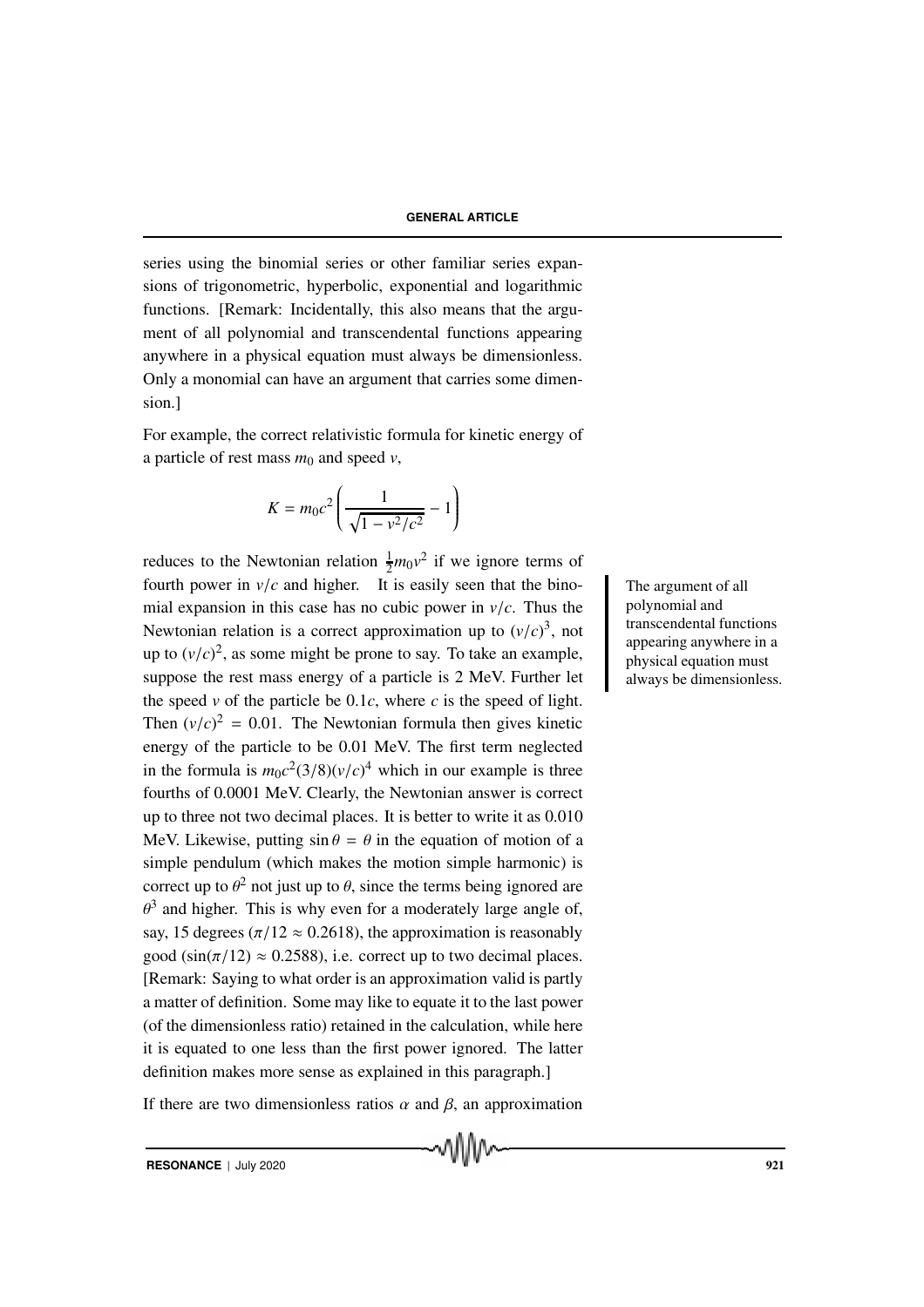series using the binomial series or other familiar series expansions of trigonometric, hyperbolic, exponential and logarithmic functions. [Remark: Incidentally, this also means that the argument of all polynomial and transcendental functions appearing anywhere in a physical equation must always be dimensionless. Only a monomial can have an argument that carries some dimension.]

For example, the correct relativistic formula for kinetic energy of a particle of rest mass $m_0$ and speed $v$,

$$K = m_0 c^2 \left( \frac{1}{\sqrt{1 - v^2/c^2}} - 1 \right)$$

reduces to the Newtonian relation $\frac{1}{2} m_0 v^2$ if we ignore terms of fourth power in $v/c$ and higher. It is easily seen that the binomial expansion in this case has no cubic power in $v/c$. Thus the Newtonian relation is a correct approximation up to $(v/c)^3$, not up to $(v/c)^2$, as some might be prone to say. To take an example, suppose the rest mass energy of a particle is 2 MeV. Further let the speed $v$ of the particle be $0.1c$, where $c$ is the speed of light. Then $(v/c)^2 = 0.01$. The Newtonian formula then gives kinetic energy of the particle to be 0.01 MeV. The first term neglected in the formula is $m_0 c^2 (3/8)(v/c)^4$ which in our example is three fourths of 0.0001 MeV. Clearly, the Newtonian answer is correct up to three not two decimal places. It is better to write it as 0.010 MeV. Likewise, putting $\sin\theta = \theta$ in the equation of motion of a simple pendulum (which makes the motion simple harmonic) is correct up to $\theta^2$ not just up to $\theta$, since the terms being ignored are $\theta^3$ and higher. This is why even for a moderately large angle of, say, 15 degrees ($\pi/12 \approx 0.2618$), the approximation is reasonably good ($\sin(\pi/12) \approx 0.2588$), i.e. correct up to two decimal places. [Remark: Saying to what order is an approximation valid is partly a matter of definition. Some may like to equate it to the last power (of the dimensionless ratio) retained in the calculation, while here it is equated to one less than the first power ignored. The latter definition makes more sense as explained in this paragraph.]

> The argument of all polynomial and transcendental functions appearing anywhere in a physical equation must always be dimensionless.

If there are two dimensionless ratios $\alpha$ and $\beta$, an approximation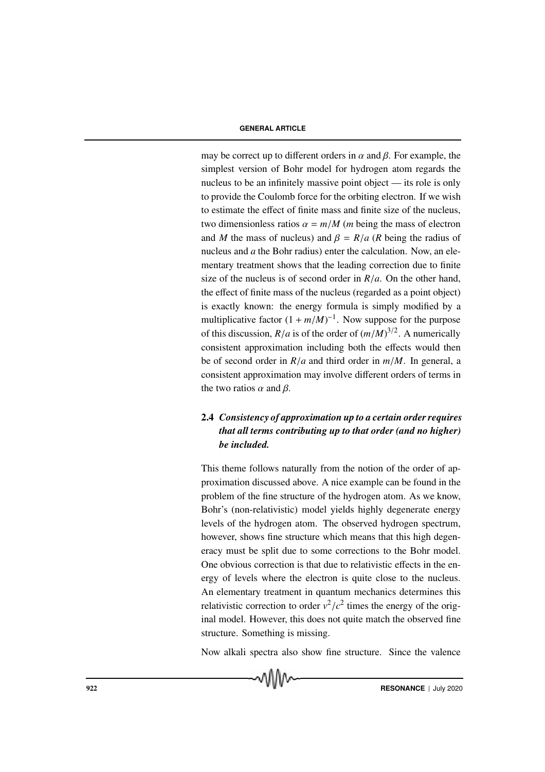may be correct up to different orders in $\alpha$ and $\beta$. For example, the simplest version of Bohr model for hydrogen atom regards the nucleus to be an infinitely massive point object — its role is only to provide the Coulomb force for the orbiting electron. If we wish to estimate the effect of finite mass and finite size of the nucleus, two dimensionless ratios $\alpha = m/M$ ($m$ being the mass of electron and $M$ the mass of nucleus) and $\beta = R/a$ ($R$ being the radius of nucleus and $a$ the Bohr radius) enter the calculation. Now, an elementary treatment shows that the leading correction due to finite size of the nucleus is of second order in $R/a$. On the other hand, the effect of finite mass of the nucleus (regarded as a point object) is exactly known: the energy formula is simply modified by a multiplicative factor $(1 + m/M)^{-1}$. Now suppose for the purpose of this discussion, $R/a$ is of the order of $(m/M)^{3/2}$. A numerically consistent approximation including both the effects would then be of second order in $R/a$ and third order in $m/M$. In general, a consistent approximation may involve different orders of terms in the two ratios $\alpha$ and $\beta$.

### 2.4 *Consistency of approximation up to a certain order requires that all terms contributing up to that order (and no higher) be included.*

This theme follows naturally from the notion of the order of approximation discussed above. A nice example can be found in the problem of the fine structure of the hydrogen atom. As we know, Bohr's (non-relativistic) model yields highly degenerate energy levels of the hydrogen atom. The observed hydrogen spectrum, however, shows fine structure which means that this high degeneracy must be split due to some corrections to the Bohr model. One obvious correction is that due to relativistic effects in the energy of levels where the electron is quite close to the nucleus. An elementary treatment in quantum mechanics determines this relativistic correction to order $v^2/c^2$ times the energy of the original model. However, this does not quite match the observed fine structure. Something is missing.

Now alkali spectra also show fine structure. Since the valence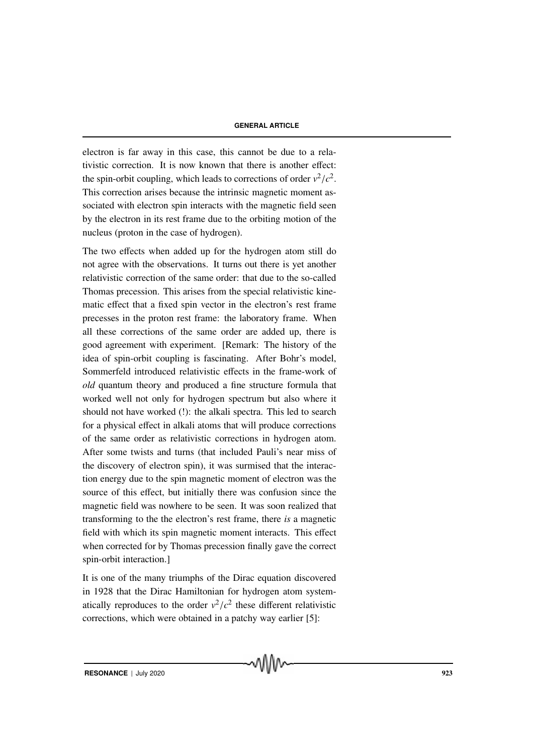electron is far away in this case, this cannot be due to a relativistic correction. It is now known that there is another effect: the spin-orbit coupling, which leads to corrections of order $v^2/c^2$. This correction arises because the intrinsic magnetic moment associated with electron spin interacts with the magnetic field seen by the electron in its rest frame due to the orbiting motion of the nucleus (proton in the case of hydrogen).

The two effects when added up for the hydrogen atom still do not agree with the observations. It turns out there is yet another relativistic correction of the same order: that due to the so-called Thomas precession. This arises from the special relativistic kinematic effect that a fixed spin vector in the electron's rest frame precesses in the proton rest frame: the laboratory frame. When all these corrections of the same order are added up, there is good agreement with experiment. [Remark: The history of the idea of spin-orbit coupling is fascinating. After Bohr's model, Sommerfeld introduced relativistic effects in the frame-work of *old* quantum theory and produced a fine structure formula that worked well not only for hydrogen spectrum but also where it should not have worked (!): the alkali spectra. This led to search for a physical effect in alkali atoms that will produce corrections of the same order as relativistic corrections in hydrogen atom. After some twists and turns (that included Pauli's near miss of the discovery of electron spin), it was surmised that the interaction energy due to the spin magnetic moment of electron was the source of this effect, but initially there was confusion since the magnetic field was nowhere to be seen. It was soon realized that transforming to the the electron's rest frame, there *is* a magnetic field with which its spin magnetic moment interacts. This effect when corrected for by Thomas precession finally gave the correct spin-orbit interaction.]

It is one of the many triumphs of the Dirac equation discovered in 1928 that the Dirac Hamiltonian for hydrogen atom systematically reproduces to the order $v^2/c^2$ these different relativistic corrections, which were obtained in a patchy way earlier [5]: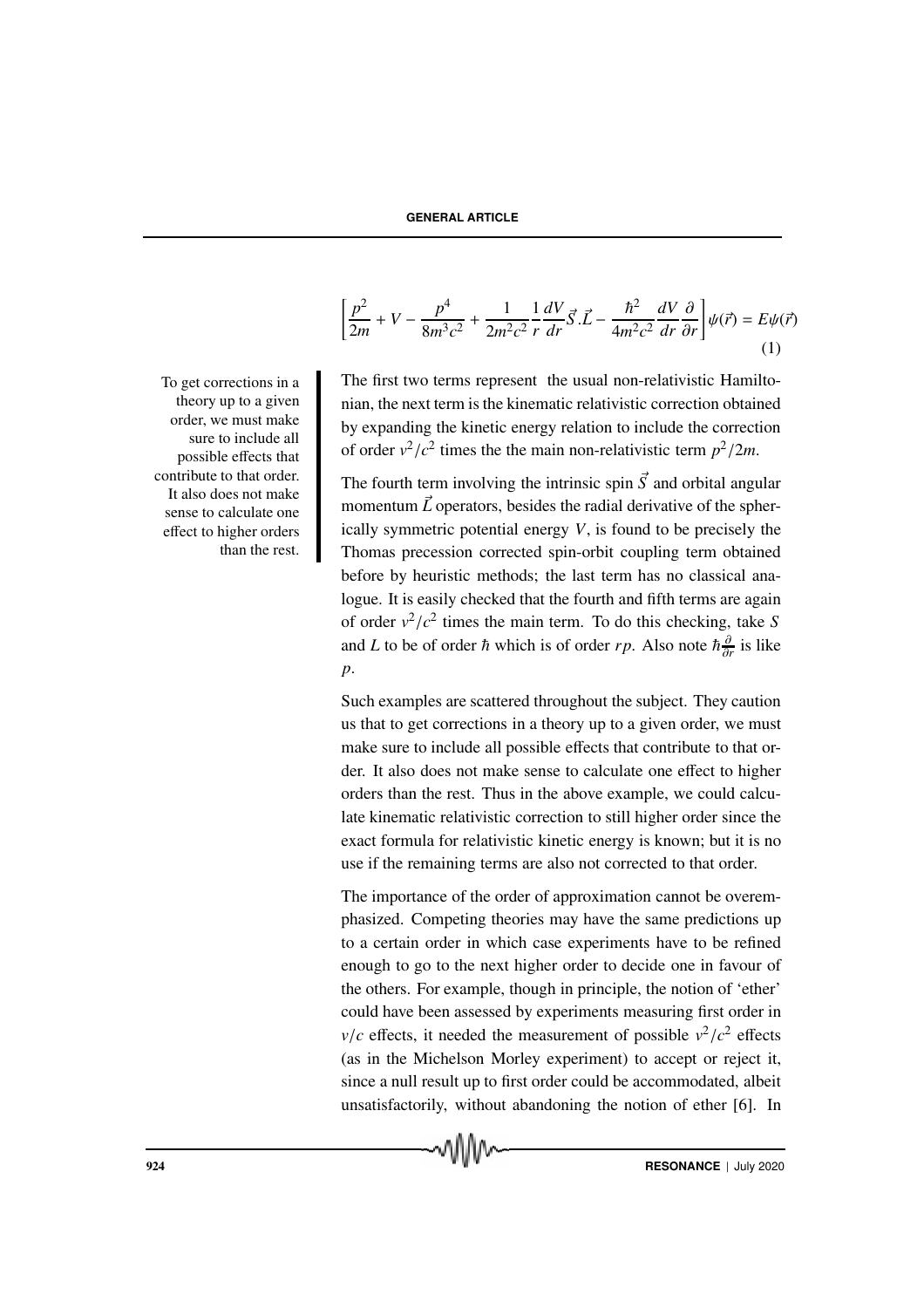$$\left[\frac{p^2}{2m} + V - \frac{p^4}{8m^3c^2} + \frac{1}{2m^2c^2}\frac{1}{r}\frac{dV}{dr}\vec{S}.\vec{L} - \frac{\hbar^2}{4m^2c^2}\frac{dV}{dr}\frac{\partial}{\partial r}\right]\psi(\vec{r}) = E\psi(\vec{r}) \tag{1}$$

The first two terms represent the usual non-relativistic Hamiltonian, the next term is the kinematic relativistic correction obtained by expanding the kinetic energy relation to include the correction of order $v^2/c^2$ times the the main non-relativistic term $p^2/2m$.

To get corrections in a theory up to a given order, we must make sure to include all possible effects that contribute to that order. It also does not make sense to calculate one effect to higher orders than the rest.

The fourth term involving the intrinsic spin $\vec{S}$ and orbital angular momentum $\vec{L}$ operators, besides the radial derivative of the spherically symmetric potential energy $V$, is found to be precisely the Thomas precession corrected spin-orbit coupling term obtained before by heuristic methods; the last term has no classical analogue. It is easily checked that the fourth and fifth terms are again of order $v^2/c^2$ times the main term. To do this checking, take $S$ and $L$ to be of order $\hbar$ which is of order $rp$. Also note $\hbar\frac{\partial}{\partial r}$ is like $p$.

Such examples are scattered throughout the subject. They caution us that to get corrections in a theory up to a given order, we must make sure to include all possible effects that contribute to that order. It also does not make sense to calculate one effect to higher orders than the rest. Thus in the above example, we could calculate kinematic relativistic correction to still higher order since the exact formula for relativistic kinetic energy is known; but it is no use if the remaining terms are also not corrected to that order.

The importance of the order of approximation cannot be overemphasized. Competing theories may have the same predictions up to a certain order in which case experiments have to be refined enough to go to the next higher order to decide one in favour of the others. For example, though in principle, the notion of 'ether' could have been assessed by experiments measuring first order in $v/c$ effects, it needed the measurement of possible $v^2/c^2$ effects (as in the Michelson Morley experiment) to accept or reject it, since a null result up to first order could be accommodated, albeit unsatisfactorily, without abandoning the notion of ether [6]. In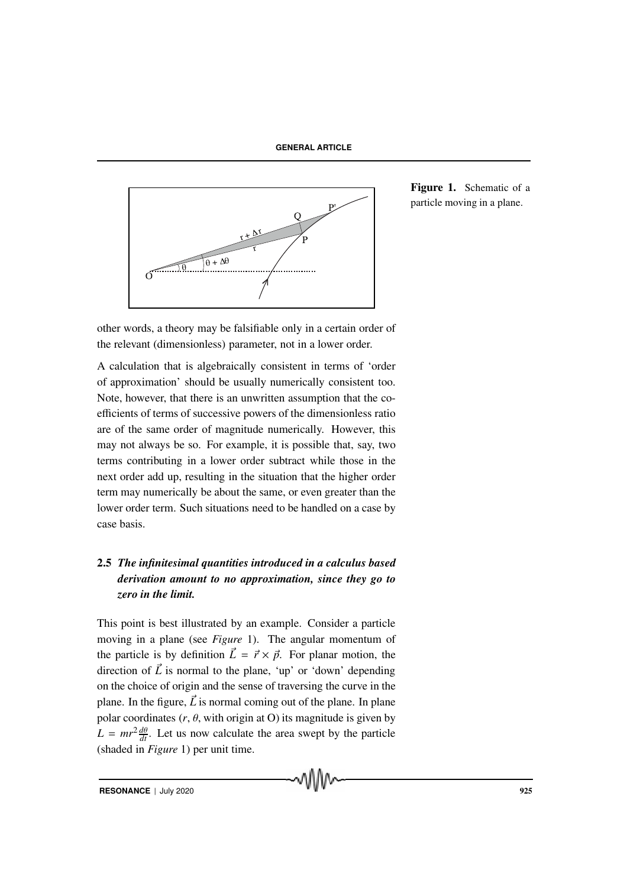Figure 1. Schematic of a particle moving in a plane.

other words, a theory may be falsifiable only in a certain order of the relevant (dimensionless) parameter, not in a lower order.

A calculation that is algebraically consistent in terms of 'order of approximation' should be usually numerically consistent too. Note, however, that there is an unwritten assumption that the coefficients of terms of successive powers of the dimensionless ratio are of the same order of magnitude numerically. However, this may not always be so. For example, it is possible that, say, two terms contributing in a lower order subtract while those in the next order add up, resulting in the situation that the higher order term may numerically be about the same, or even greater than the lower order term. Such situations need to be handled on a case by case basis.

### 2.5 *The infinitesimal quantities introduced in a calculus based derivation amount to no approximation, since they go to zero in the limit.*

This point is best illustrated by an example. Consider a particle moving in a plane (see *Figure* 1). The angular momentum of the particle is by definition $\vec{L} = \vec{r} \times \vec{p}$. For planar motion, the direction of $\vec{L}$ is normal to the plane, 'up' or 'down' depending on the choice of origin and the sense of traversing the curve in the plane. In the figure, $\vec{L}$ is normal coming out of the plane. In plane polar coordinates ($r$, $\theta$, with origin at O) its magnitude is given by $L = mr^2 \frac{d\theta}{dt}$. Let us now calculate the area swept by the particle (shaded in *Figure* 1) per unit time.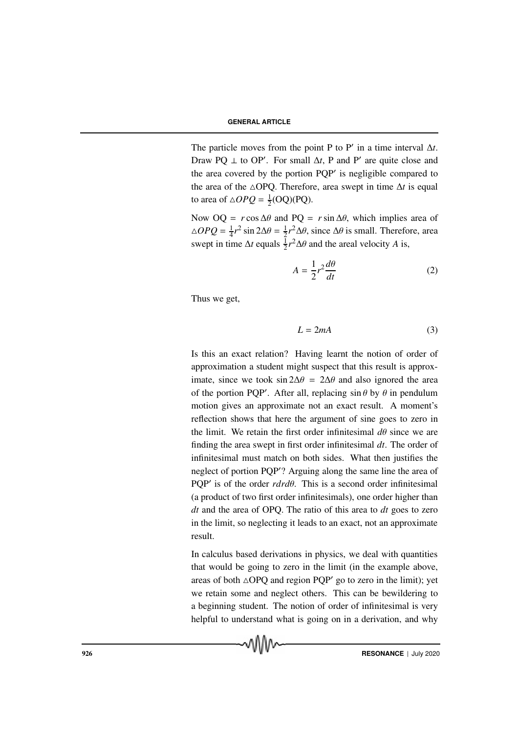The particle moves from the point P to P′ in a time interval $\Delta t$. Draw PQ $\perp$ to OP′. For small $\Delta t$, P and P′ are quite close and the area covered by the portion PQP′ is negligible compared to the area of the $\triangle$OPQ. Therefore, area swept in time $\Delta t$ is equal to area of $\triangle OPQ = \frac{1}{2}$(OQ)(PQ).

Now OQ $= r\cos\Delta\theta$ and PQ $= r\sin\Delta\theta$, which implies area of $\triangle OPQ = \frac{1}{4}r^2\sin 2\Delta\theta = \frac{1}{2}r^2\Delta\theta$, since $\Delta\theta$ is small. Therefore, area swept in time $\Delta t$ equals $\frac{1}{2}r^2\Delta\theta$ and the areal velocity $A$ is,

$$A = \frac{1}{2}r^2\frac{d\theta}{dt} \tag{2}$$

Thus we get,

$$L = 2mA \tag{3}$$

Is this an exact relation? Having learnt the notion of order of approximation a student might suspect that this result is approximate, since we took $\sin 2\Delta\theta = 2\Delta\theta$ and also ignored the area of the portion PQP′. After all, replacing $\sin\theta$ by $\theta$ in pendulum motion gives an approximate not an exact result. A moment's reflection shows that here the argument of sine goes to zero in the limit. We retain the first order infinitesimal $d\theta$ since we are finding the area swept in first order infinitesimal $dt$. The order of infinitesimal must match on both sides. What then justifies the neglect of portion PQP′? Arguing along the same line the area of PQP′ is of the order $rdrd\theta$. This is a second order infinitesimal (a product of two first order infinitesimals), one order higher than $dt$ and the area of OPQ. The ratio of this area to $dt$ goes to zero in the limit, so neglecting it leads to an exact, not an approximate result.

In calculus based derivations in physics, we deal with quantities that would be going to zero in the limit (in the example above, areas of both $\triangle$OPQ and region PQP′ go to zero in the limit); yet we retain some and neglect others. This can be bewildering to a beginning student. The notion of order of infinitesimal is very helpful to understand what is going on in a derivation, and why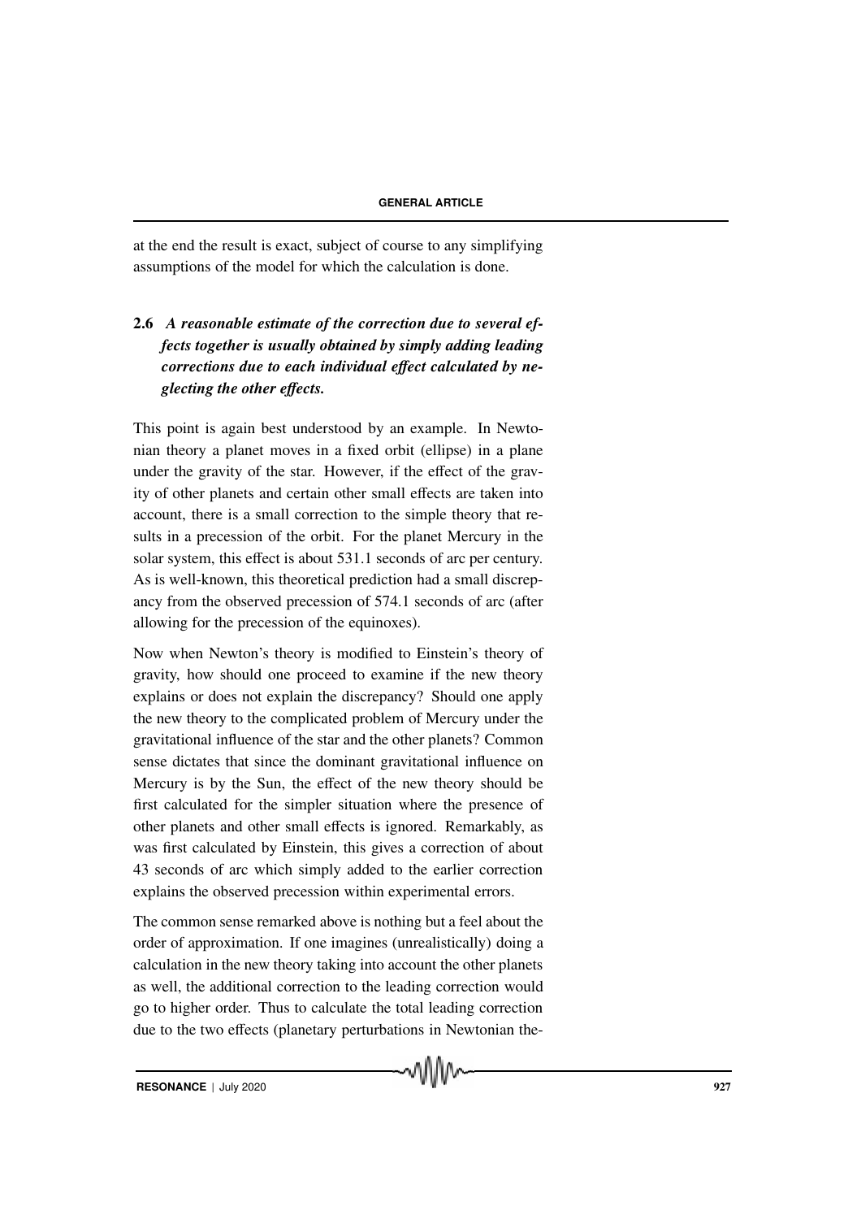at the end the result is exact, subject of course to any simplifying assumptions of the model for which the calculation is done.

### 2.6 *A reasonable estimate of the correction due to several effects together is usually obtained by simply adding leading corrections due to each individual effect calculated by neglecting the other effects.*

This point is again best understood by an example. In Newtonian theory a planet moves in a fixed orbit (ellipse) in a plane under the gravity of the star. However, if the effect of the gravity of other planets and certain other small effects are taken into account, there is a small correction to the simple theory that results in a precession of the orbit. For the planet Mercury in the solar system, this effect is about 531.1 seconds of arc per century. As is well-known, this theoretical prediction had a small discrepancy from the observed precession of 574.1 seconds of arc (after allowing for the precession of the equinoxes).

Now when Newton's theory is modified to Einstein's theory of gravity, how should one proceed to examine if the new theory explains or does not explain the discrepancy? Should one apply the new theory to the complicated problem of Mercury under the gravitational influence of the star and the other planets? Common sense dictates that since the dominant gravitational influence on Mercury is by the Sun, the effect of the new theory should be first calculated for the simpler situation where the presence of other planets and other small effects is ignored. Remarkably, as was first calculated by Einstein, this gives a correction of about 43 seconds of arc which simply added to the earlier correction explains the observed precession within experimental errors.

The common sense remarked above is nothing but a feel about the order of approximation. If one imagines (unrealistically) doing a calculation in the new theory taking into account the other planets as well, the additional correction to the leading correction would go to higher order. Thus to calculate the total leading correction due to the two effects (planetary perturbations in Newtonian the-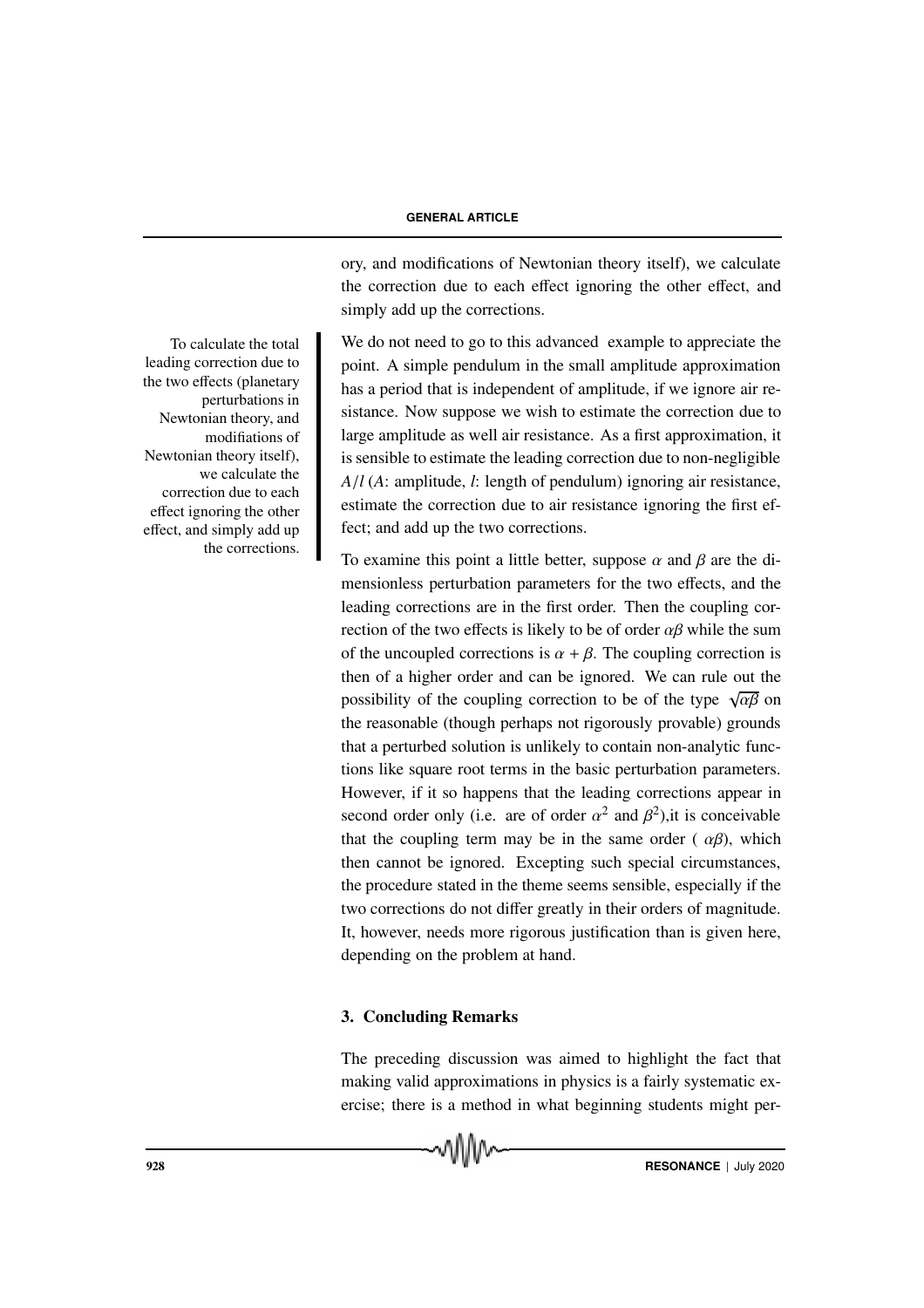ory, and modifications of Newtonian theory itself), we calculate the correction due to each effect ignoring the other effect, and simply add up the corrections.

To calculate the total leading correction due to the two effects (planetary perturbations in Newtonian theory, and modifiations of Newtonian theory itself), we calculate the correction due to each effect ignoring the other effect, and simply add up the corrections.

We do not need to go to this advanced example to appreciate the point. A simple pendulum in the small amplitude approximation has a period that is independent of amplitude, if we ignore air resistance. Now suppose we wish to estimate the correction due to large amplitude as well air resistance. As a first approximation, it is sensible to estimate the leading correction due to non-negligible $A/l$ ($A$: amplitude, $l$: length of pendulum) ignoring air resistance, estimate the correction due to air resistance ignoring the first effect; and add up the two corrections.

To examine this point a little better, suppose $\alpha$ and $\beta$ are the dimensionless perturbation parameters for the two effects, and the leading corrections are in the first order. Then the coupling correction of the two effects is likely to be of order $\alpha\beta$ while the sum of the uncoupled corrections is $\alpha + \beta$. The coupling correction is then of a higher order and can be ignored. We can rule out the possibility of the coupling correction to be of the type $\sqrt{\alpha\beta}$ on the reasonable (though perhaps not rigorously provable) grounds that a perturbed solution is unlikely to contain non-analytic functions like square root terms in the basic perturbation parameters. However, if it so happens that the leading corrections appear in second order only (i.e. are of order $\alpha^2$ and $\beta^2$),it is conceivable that the coupling term may be in the same order ( $\alpha\beta$), which then cannot be ignored. Excepting such special circumstances, the procedure stated in the theme seems sensible, especially if the two corrections do not differ greatly in their orders of magnitude. It, however, needs more rigorous justification than is given here, depending on the problem at hand.

## 3. Concluding Remarks

The preceding discussion was aimed to highlight the fact that making valid approximations in physics is a fairly systematic exercise; there is a method in what beginning students might per-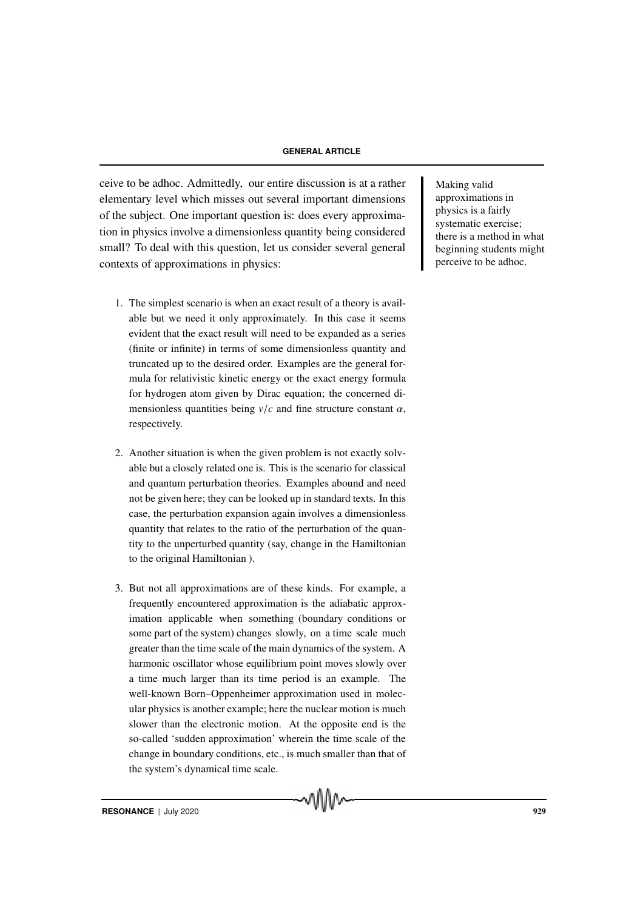ceive to be adhoc. Admittedly, our entire discussion is at a rather elementary level which misses out several important dimensions of the subject. One important question is: does every approximation in physics involve a dimensionless quantity being considered small? To deal with this question, let us consider several general contexts of approximations in physics:

Making valid approximations in physics is a fairly systematic exercise; there is a method in what beginning students might perceive to be adhoc.

1. The simplest scenario is when an exact result of a theory is available but we need it only approximately. In this case it seems evident that the exact result will need to be expanded as a series (finite or infinite) in terms of some dimensionless quantity and truncated up to the desired order. Examples are the general formula for relativistic kinetic energy or the exact energy formula for hydrogen atom given by Dirac equation; the concerned dimensionless quantities being $v/c$ and fine structure constant $\alpha$, respectively.

2. Another situation is when the given problem is not exactly solvable but a closely related one is. This is the scenario for classical and quantum perturbation theories. Examples abound and need not be given here; they can be looked up in standard texts. In this case, the perturbation expansion again involves a dimensionless quantity that relates to the ratio of the perturbation of the quantity to the unperturbed quantity (say, change in the Hamiltonian to the original Hamiltonian ).

3. But not all approximations are of these kinds. For example, a frequently encountered approximation is the adiabatic approximation applicable when something (boundary conditions or some part of the system) changes slowly, on a time scale much greater than the time scale of the main dynamics of the system. A harmonic oscillator whose equilibrium point moves slowly over a time much larger than its time period is an example. The well-known Born–Oppenheimer approximation used in molecular physics is another example; here the nuclear motion is much slower than the electronic motion. At the opposite end is the so-called 'sudden approximation' wherein the time scale of the change in boundary conditions, etc., is much smaller than that of the system's dynamical time scale.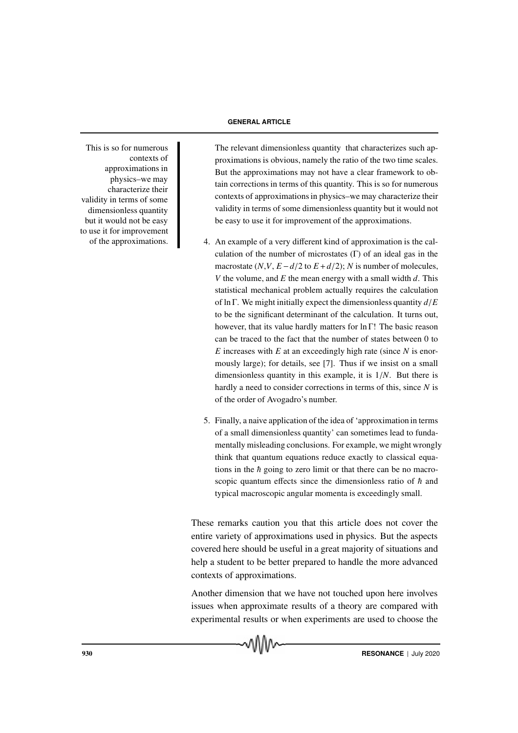The relevant dimensionless quantity that characterizes such approximations is obvious, namely the ratio of the two time scales. But the approximations may not have a clear framework to obtain corrections in terms of this quantity. This is so for numerous contexts of approximations in physics–we may characterize their validity in terms of some dimensionless quantity but it would not be easy to use it for improvement of the approximations.

> This is so for numerous contexts of approximations in physics–we may characterize their validity in terms of some dimensionless quantity but it would not be easy to use it for improvement of the approximations.

4. An example of a very different kind of approximation is the calculation of the number of microstates ($\Gamma$) of an ideal gas in the macrostate ($N, V, E-d/2$ to $E+d/2$); $N$ is number of molecules, $V$ the volume, and $E$ the mean energy with a small width $d$. This statistical mechanical problem actually requires the calculation of $\ln \Gamma$. We might initially expect the dimensionless quantity $d/E$ to be the significant determinant of the calculation. It turns out, however, that its value hardly matters for $\ln \Gamma$! The basic reason can be traced to the fact that the number of states between 0 to $E$ increases with $E$ at an exceedingly high rate (since $N$ is enormously large); for details, see [7]. Thus if we insist on a small dimensionless quantity in this example, it is $1/N$. But there is hardly a need to consider corrections in terms of this, since $N$ is of the order of Avogadro's number.

5. Finally, a naive application of the idea of 'approximation in terms of a small dimensionless quantity' can sometimes lead to fundamentally misleading conclusions. For example, we might wrongly think that quantum equations reduce exactly to classical equations in the $\hbar$ going to zero limit or that there can be no macroscopic quantum effects since the dimensionless ratio of $\hbar$ and typical macroscopic angular momenta is exceedingly small.

These remarks caution you that this article does not cover the entire variety of approximations used in physics. But the aspects covered here should be useful in a great majority of situations and help a student to be better prepared to handle the more advanced contexts of approximations.

Another dimension that we have not touched upon here involves issues when approximate results of a theory are compared with experimental results or when experiments are used to choose the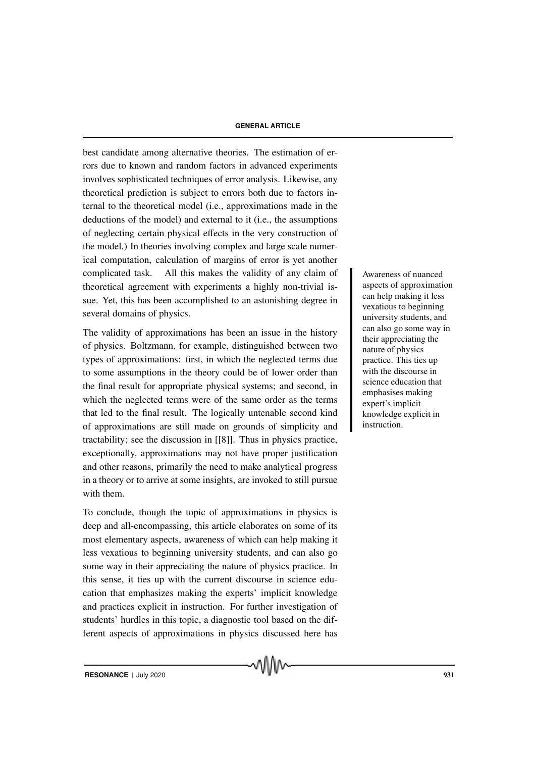best candidate among alternative theories. The estimation of errors due to known and random factors in advanced experiments involves sophisticated techniques of error analysis. Likewise, any theoretical prediction is subject to errors both due to factors internal to the theoretical model (i.e., approximations made in the deductions of the model) and external to it (i.e., the assumptions of neglecting certain physical effects in the very construction of the model.) In theories involving complex and large scale numerical computation, calculation of margins of error is yet another complicated task. All this makes the validity of any claim of theoretical agreement with experiments a highly non-trivial issue. Yet, this has been accomplished to an astonishing degree in several domains of physics.

Awareness of nuanced aspects of approximation can help making it less vexatious to beginning university students, and can also go some way in their appreciating the nature of physics practice. This ties up with the discourse in science education that emphasises making expert's implicit knowledge explicit in instruction.

The validity of approximations has been an issue in the history of physics. Boltzmann, for example, distinguished between two types of approximations: first, in which the neglected terms due to some assumptions in the theory could be of lower order than the final result for appropriate physical systems; and second, in which the neglected terms were of the same order as the terms that led to the final result. The logically untenable second kind of approximations are still made on grounds of simplicity and tractability; see the discussion in [[8]]. Thus in physics practice, exceptionally, approximations may not have proper justification and other reasons, primarily the need to make analytical progress in a theory or to arrive at some insights, are invoked to still pursue with them.

To conclude, though the topic of approximations in physics is deep and all-encompassing, this article elaborates on some of its most elementary aspects, awareness of which can help making it less vexatious to beginning university students, and can also go some way in their appreciating the nature of physics practice. In this sense, it ties up with the current discourse in science education that emphasizes making the experts' implicit knowledge and practices explicit in instruction. For further investigation of students' hurdles in this topic, a diagnostic tool based on the different aspects of approximations in physics discussed here has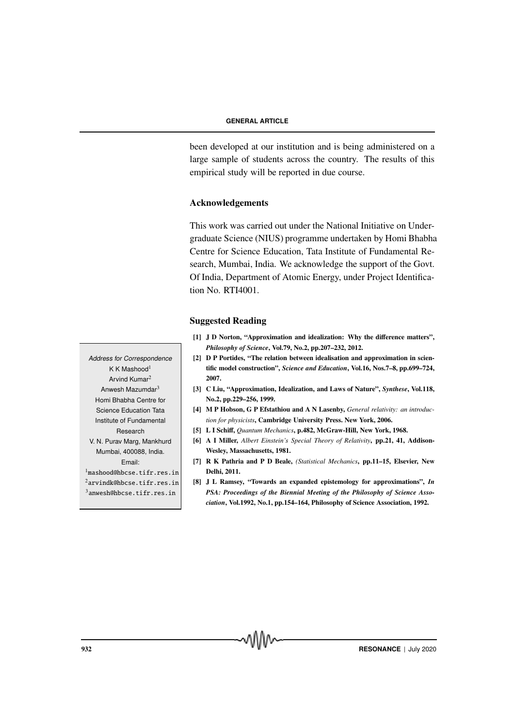been developed at our institution and is being administered on a large sample of students across the country. The results of this empirical study will be reported in due course.

## Acknowledgements

This work was carried out under the National Initiative on Undergraduate Science (NIUS) programme undertaken by Homi Bhabha Centre for Science Education, Tata Institute of Fundamental Research, Mumbai, India. We acknowledge the support of the Govt. Of India, Department of Atomic Energy, under Project Identification No. RTI4001.

## Suggested Reading

**[1] J D Norton, "Approximation and idealization: Why the difference matters",** ***Philosophy of Science*****, Vol.79, No.2, pp.207–232, 2012.**

**[2] D P Portides, "The relation between idealisation and approximation in scientific model construction",** ***Science and Education*****, Vol.16, Nos.7–8, pp.699–724, 2007.**

**[3] C Liu, "Approximation, Idealization, and Laws of Nature",** ***Synthese*****, Vol.118, No.2, pp.229–256, 1999.**

**[4] M P Hobson, G P Efstathiou and A N Lasenby,** *General relativity: an introduction for physicists*, **Cambridge University Press. New York, 2006.**

**[5] L I Schiff,** *Quantum Mechanics*, **p.482, McGraw-Hill, New York, 1968.**

**[6] A I Miller,** *Albert Einstein's Special Theory of Relativity*, **pp.21, 41, Addison-Wesley, Massachusetts, 1981.**

**[7] R K Pathria and P D Beale,** *(Statistical Mechanics*, **pp.11–15, Elsevier, New Delhi, 2011.**

**[8] J L Ramsey, "Towards an expanded epistemology for approximations",** ***In PSA: Proceedings of the Biennial Meeting of the Philosophy of Science Association*****, Vol.1992, No.1, pp.154–164, Philosophy of Science Association, 1992.**

*Address for Correspondence*
K K Mashood[1]
Arvind Kumar[2]
Anwesh Mazumdar[3]
Homi Bhabha Centre for Science Education Tata Institute of Fundamental Research
V. N. Purav Marg, Mankhurd
Mumbai, 400088, India.
Email:
[1]mashood@hbcse.tifr.res.in
[2]arvindk@hbcse.tifr.res.in
[3]anwesh@hbcse.tifr.res.in